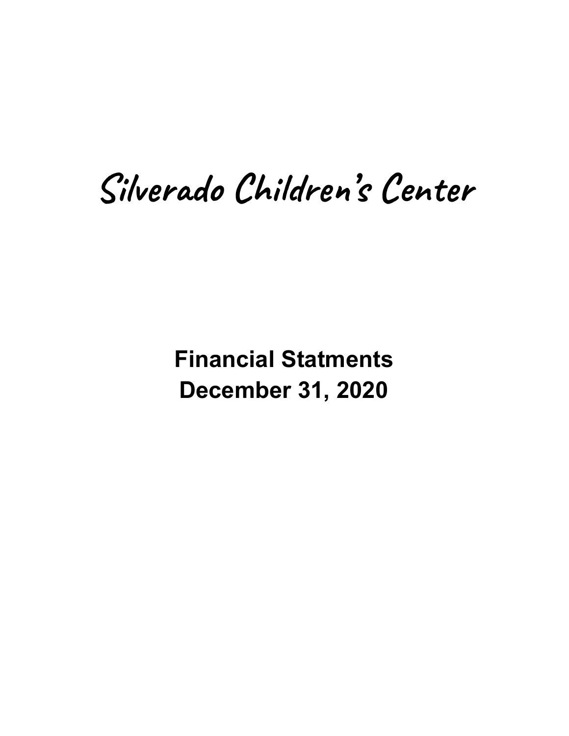# Silverado Children's Center

**Financial Statments**
**December 31, 2020**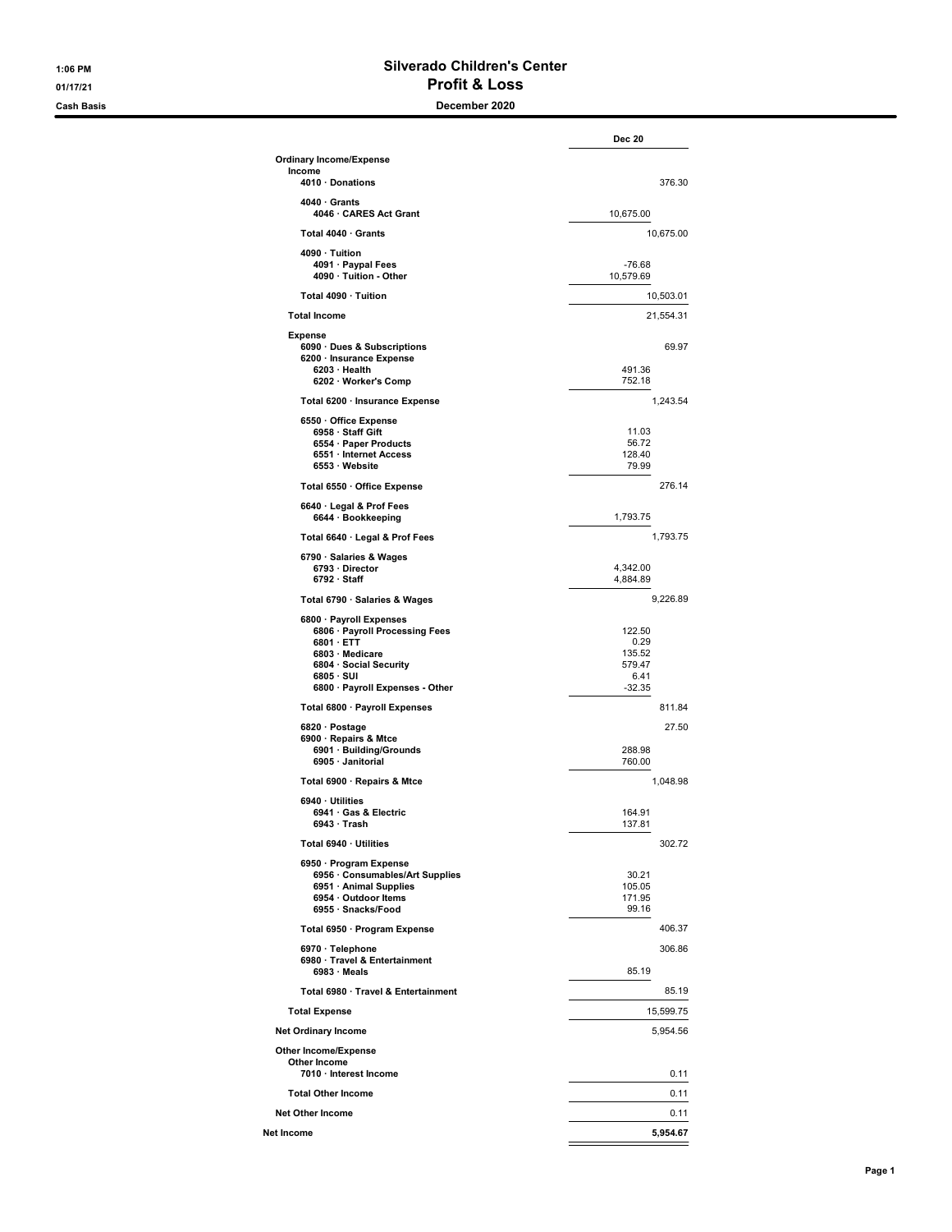# Silverado Children's Center

## Profit & Loss

### December 2020

1:06 PM
01/17/21
Cash Basis

| | | Dec 20 |
|---|---|---|
| **Ordinary Income/Expense** | | |
| **Income** | | |
| 4010 · Donations | | 376.30 |
| 4040 · Grants | | |
| 4046 · CARES Act Grant | 10,675.00 | |
| Total 4040 · Grants | | 10,675.00 |
| 4090 · Tuition | | |
| 4091 · Paypal Fees | -76.68 | |
| 4090 · Tuition - Other | 10,579.69 | |
| Total 4090 · Tuition | | 10,503.01 |
| **Total Income** | | 21,554.31 |
| **Expense** | | |
| 6090 · Dues & Subscriptions | | 69.97 |
| 6200 · Insurance Expense | | |
| 6203 · Health | 491.36 | |
| 6202 · Worker's Comp | 752.18 | |
| Total 6200 · Insurance Expense | | 1,243.54 |
| 6550 · Office Expense | | |
| 6958 · Staff Gift | 11.03 | |
| 6554 · Paper Products | 56.72 | |
| 6551 · Internet Access | 128.40 | |
| 6553 · Website | 79.99 | |
| Total 6550 · Office Expense | | 276.14 |
| 6640 · Legal & Prof Fees | | |
| 6644 · Bookkeeping | 1,793.75 | |
| Total 6640 · Legal & Prof Fees | | 1,793.75 |
| 6790 · Salaries & Wages | | |
| 6793 · Director | 4,342.00 | |
| 6792 · Staff | 4,884.89 | |
| Total 6790 · Salaries & Wages | | 9,226.89 |
| 6800 · Payroll Expenses | | |
| 6806 · Payroll Processing Fees | 122.50 | |
| 6801 · ETT | 0.29 | |
| 6803 · Medicare | 135.52 | |
| 6804 · Social Security | 579.47 | |
| 6805 · SUI | 6.41 | |
| 6800 · Payroll Expenses - Other | -32.35 | |
| Total 6800 · Payroll Expenses | | 811.84 |
| 6820 · Postage | | 27.50 |
| 6900 · Repairs & Mtce | | |
| 6901 · Building/Grounds | 288.98 | |
| 6905 · Janitorial | 760.00 | |
| Total 6900 · Repairs & Mtce | | 1,048.98 |
| 6940 · Utilities | | |
| 6941 · Gas & Electric | 164.91 | |
| 6943 · Trash | 137.81 | |
| Total 6940 · Utilities | | 302.72 |
| 6950 · Program Expense | | |
| 6956 · Consumables/Art Supplies | 30.21 | |
| 6951 · Animal Supplies | 105.05 | |
| 6954 · Outdoor Items | 171.95 | |
| 6955 · Snacks/Food | 99.16 | |
| Total 6950 · Program Expense | | 406.37 |
| 6970 · Telephone | | 306.86 |
| 6980 · Travel & Entertainment | | |
| 6983 · Meals | 85.19 | |
| Total 6980 · Travel & Entertainment | | 85.19 |
| **Total Expense** | | 15,599.75 |
| **Net Ordinary Income** | | 5,954.56 |
| **Other Income/Expense** | | |
| **Other Income** | | |
| 7010 · Interest Income | | 0.11 |
| **Total Other Income** | | 0.11 |
| **Net Other Income** | | 0.11 |
| **Net Income** | | **5,954.67** |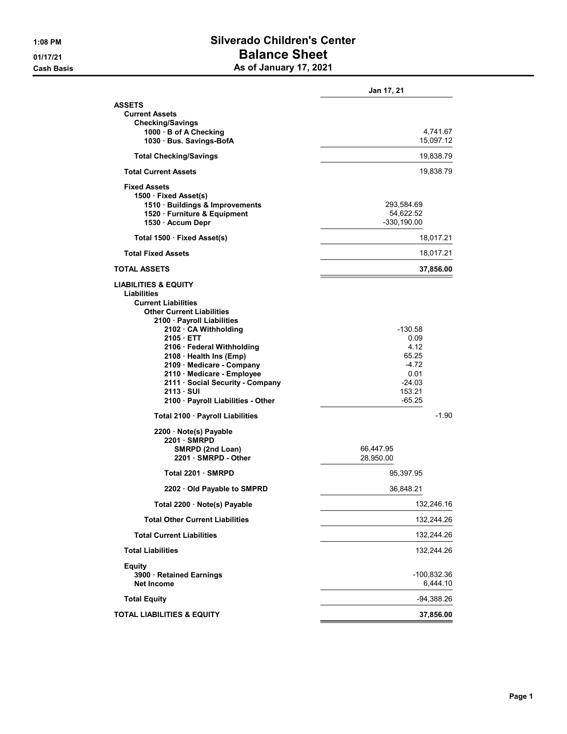# Silverado Children's Center

## Balance Sheet

### As of January 17, 2021

01/17/21

Cash Basis

| | | Jan 17, 21 |
|---|---|---|
| **ASSETS** | | |
| **Current Assets** | | |
| **Checking/Savings** | | |
| **1000 · B of A Checking** | | 4,741.67 |
| **1030 · Bus. Savings-BofA** | | 15,097.12 |
| **Total Checking/Savings** | | 19,838.79 |
| **Total Current Assets** | | 19,838.79 |
| **Fixed Assets** | | |
| **1500 · Fixed Asset(s)** | | |
| **1510 · Buildings & Improvements** | 293,584.69 | |
| **1520 · Furniture & Equipment** | 54,622.52 | |
| **1530 · Accum Depr** | -330,190.00 | |
| **Total 1500 · Fixed Asset(s)** | | 18,017.21 |
| **Total Fixed Assets** | | 18,017.21 |
| **TOTAL ASSETS** | | **37,856.00** |
| **LIABILITIES & EQUITY** | | |
| **Liabilities** | | |
| **Current Liabilities** | | |
| **Other Current Liabilities** | | |
| **2100 · Payroll Liabilities** | | |
| **2102 · CA Withholding** | -130.58 | |
| **2105 · ETT** | 0.09 | |
| **2106 · Federal Withholding** | 4.12 | |
| **2108 · Health Ins (Emp)** | 65.25 | |
| **2109 · Medicare - Company** | -4.72 | |
| **2110 · Medicare - Employee** | 0.01 | |
| **2111 · Social Security - Company** | -24.03 | |
| **2113 · SUI** | 153.21 | |
| **2100 · Payroll Liabilities - Other** | -65.25 | |
| **Total 2100 · Payroll Liabilities** | | -1.90 |
| **2200 · Note(s) Payable** | | |
| **2201 · SMRPD** | | |
| **SMRPD (2nd Loan)** | 66,447.95 | |
| **2201 · SMRPD - Other** | 28,950.00 | |
| **Total 2201 · SMRPD** | 95,397.95 | |
| **2202 · Old Payable to SMPRD** | 36,848.21 | |
| **Total 2200 · Note(s) Payable** | | 132,246.16 |
| **Total Other Current Liabilities** | | 132,244.26 |
| **Total Current Liabilities** | | 132,244.26 |
| **Total Liabilities** | | 132,244.26 |
| **Equity** | | |
| **3900 · Retained Earnings** | | -100,832.36 |
| **Net Income** | | 6,444.10 |
| **Total Equity** | | -94,388.26 |
| **TOTAL LIABILITIES & EQUITY** | | **37,856.00** |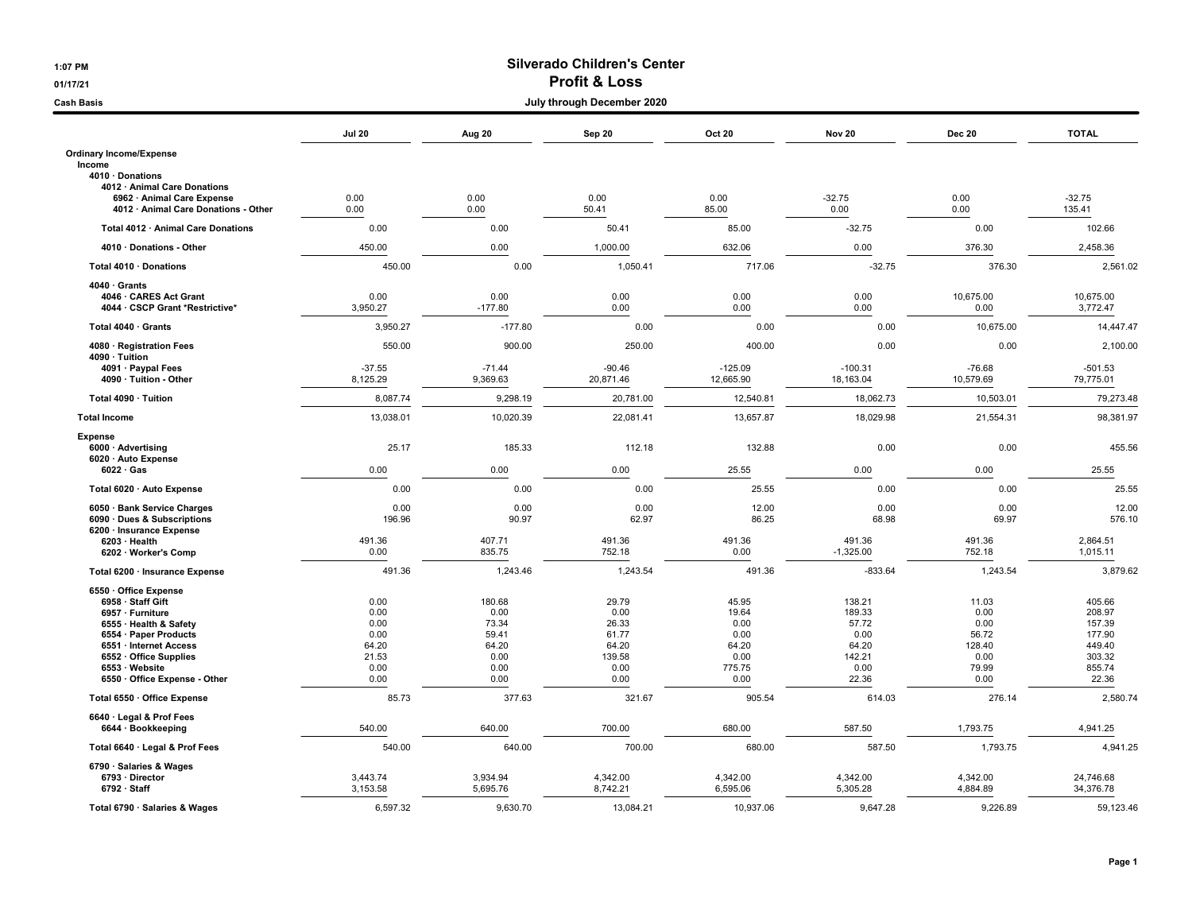**1:07 PM**
**01/17/21**
**Cash Basis**

# Silverado Children's Center
## Profit & Loss
### July through December 2020

| | Jul 20 | Aug 20 | Sep 20 | Oct 20 | Nov 20 | Dec 20 | TOTAL |
|---|---|---|---|---|---|---|---|
| **Ordinary Income/Expense** | | | | | | | |
| **Income** | | | | | | | |
| **4010 · Donations** | | | | | | | |
| **4012 · Animal Care Donations** | | | | | | | |
| **6962 · Animal Care Expense** | 0.00 | 0.00 | 0.00 | 0.00 | -32.75 | 0.00 | -32.75 |
| **4012 · Animal Care Donations - Other** | 0.00 | 0.00 | 50.41 | 85.00 | 0.00 | 0.00 | 135.41 |
| **Total 4012 · Animal Care Donations** | 0.00 | 0.00 | 50.41 | 85.00 | -32.75 | 0.00 | 102.66 |
| **4010 · Donations - Other** | 450.00 | 0.00 | 1,000.00 | 632.06 | 0.00 | 376.30 | 2,458.36 |
| **Total 4010 · Donations** | 450.00 | 0.00 | 1,050.41 | 717.06 | -32.75 | 376.30 | 2,561.02 |
| **4040 · Grants** | | | | | | | |
| **4046 · CARES Act Grant** | 0.00 | 0.00 | 0.00 | 0.00 | 0.00 | 10,675.00 | 10,675.00 |
| **4044 · CSCP Grant *Restrictive*** | 3,950.27 | -177.80 | 0.00 | 0.00 | 0.00 | 0.00 | 3,772.47 |
| **Total 4040 · Grants** | 3,950.27 | -177.80 | 0.00 | 0.00 | 0.00 | 10,675.00 | 14,447.47 |
| **4080 · Registration Fees** | 550.00 | 900.00 | 250.00 | 400.00 | 0.00 | 0.00 | 2,100.00 |
| **4090 · Tuition** | | | | | | | |
| **4091 · Paypal Fees** | -37.55 | -71.44 | -90.46 | -125.09 | -100.31 | -76.68 | -501.53 |
| **4090 · Tuition - Other** | 8,125.29 | 9,369.63 | 20,871.46 | 12,665.90 | 18,163.04 | 10,579.69 | 79,775.01 |
| **Total 4090 · Tuition** | 8,087.74 | 9,298.19 | 20,781.00 | 12,540.81 | 18,062.73 | 10,503.01 | 79,273.48 |
| **Total Income** | 13,038.01 | 10,020.39 | 22,081.41 | 13,657.87 | 18,029.98 | 21,554.31 | 98,381.97 |
| **Expense** | | | | | | | |
| **6000 · Advertising** | 25.17 | 185.33 | 112.18 | 132.88 | 0.00 | 0.00 | 455.56 |
| **6020 · Auto Expense** | | | | | | | |
| **6022 · Gas** | 0.00 | 0.00 | 0.00 | 25.55 | 0.00 | 0.00 | 25.55 |
| **Total 6020 · Auto Expense** | 0.00 | 0.00 | 0.00 | 25.55 | 0.00 | 0.00 | 25.55 |
| **6050 · Bank Service Charges** | 0.00 | 0.00 | 0.00 | 12.00 | 0.00 | 0.00 | 12.00 |
| **6090 · Dues & Subscriptions** | 196.96 | 90.97 | 62.97 | 86.25 | 68.98 | 69.97 | 576.10 |
| **6200 · Insurance Expense** | | | | | | | |
| **6203 · Health** | 491.36 | 407.71 | 491.36 | 491.36 | 491.36 | 491.36 | 2,864.51 |
| **6202 · Worker's Comp** | 0.00 | 835.75 | 752.18 | 0.00 | -1,325.00 | 752.18 | 1,015.11 |
| **Total 6200 · Insurance Expense** | 491.36 | 1,243.46 | 1,243.54 | 491.36 | -833.64 | 1,243.54 | 3,879.62 |
| **6550 · Office Expense** | | | | | | | |
| **6958 · Staff Gift** | 0.00 | 180.68 | 29.79 | 45.95 | 138.21 | 11.03 | 405.66 |
| **6957 · Furniture** | 0.00 | 0.00 | 0.00 | 19.64 | 189.33 | 0.00 | 208.97 |
| **6555 · Health & Safety** | 0.00 | 73.34 | 26.33 | 0.00 | 57.72 | 0.00 | 157.39 |
| **6554 · Paper Products** | 0.00 | 59.41 | 61.77 | 0.00 | 0.00 | 56.72 | 177.90 |
| **6551 · Internet Access** | 64.20 | 64.20 | 64.20 | 64.20 | 64.20 | 128.40 | 449.40 |
| **6552 · Office Supplies** | 21.53 | 0.00 | 139.58 | 0.00 | 142.21 | 0.00 | 303.32 |
| **6553 · Website** | 0.00 | 0.00 | 0.00 | 775.75 | 0.00 | 79.99 | 855.74 |
| **6550 · Office Expense - Other** | 0.00 | 0.00 | 0.00 | 0.00 | 22.36 | 0.00 | 22.36 |
| **Total 6550 · Office Expense** | 85.73 | 377.63 | 321.67 | 905.54 | 614.03 | 276.14 | 2,580.74 |
| **6640 · Legal & Prof Fees** | | | | | | | |
| **6644 · Bookkeeping** | 540.00 | 640.00 | 700.00 | 680.00 | 587.50 | 1,793.75 | 4,941.25 |
| **Total 6640 · Legal & Prof Fees** | 540.00 | 640.00 | 700.00 | 680.00 | 587.50 | 1,793.75 | 4,941.25 |
| **6790 · Salaries & Wages** | | | | | | | |
| **6793 · Director** | 3,443.74 | 3,934.94 | 4,342.00 | 4,342.00 | 4,342.00 | 4,342.00 | 24,746.68 |
| **6792 · Staff** | 3,153.58 | 5,695.76 | 8,742.21 | 6,595.06 | 5,305.28 | 4,884.89 | 34,376.78 |
| **Total 6790 · Salaries & Wages** | 6,597.32 | 9,630.70 | 13,084.21 | 10,937.06 | 9,647.28 | 9,226.89 | 59,123.46 |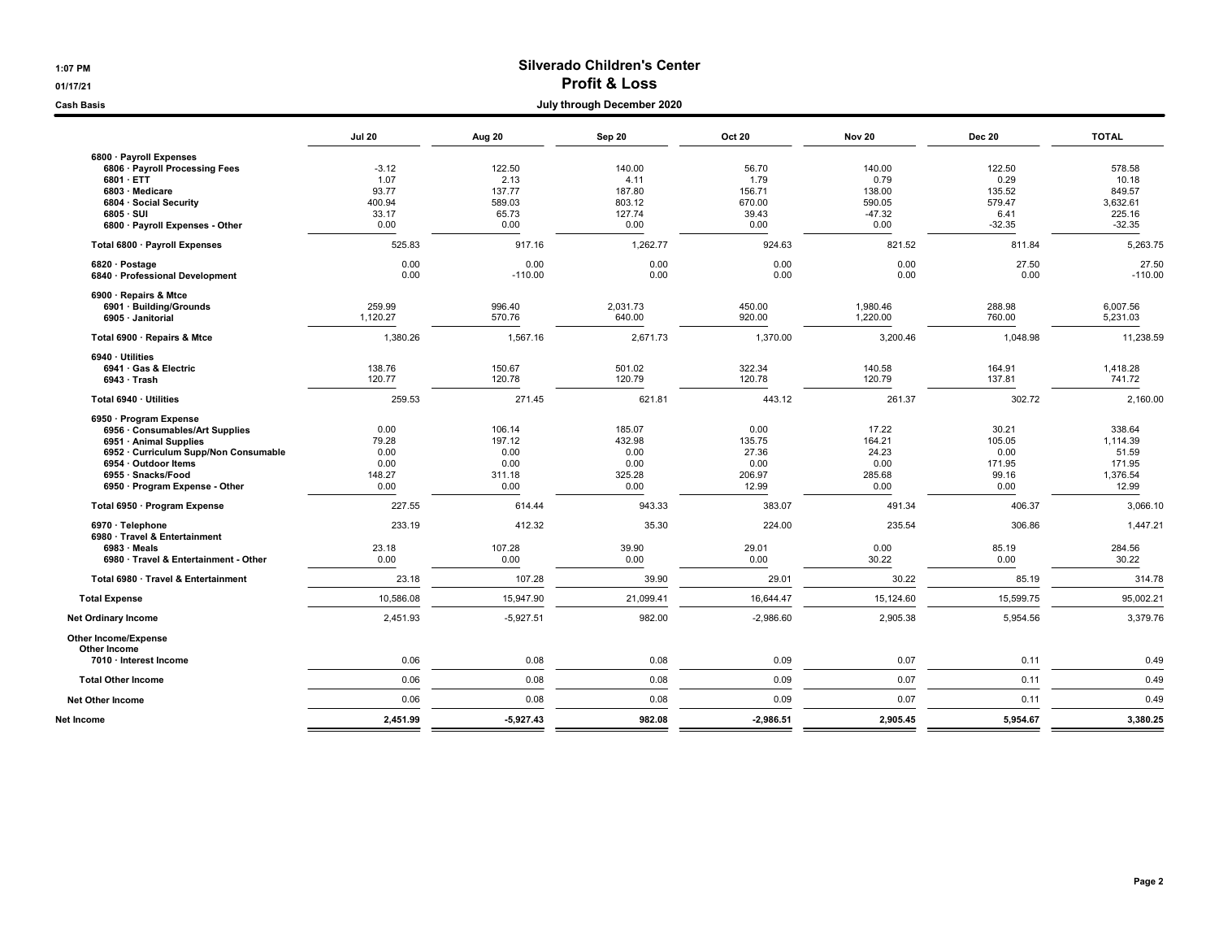1:07 PM

01/17/21

Cash Basis

# Silverado Children's Center

## Profit & Loss

### July through December 2020

| | Jul 20 | Aug 20 | Sep 20 | Oct 20 | Nov 20 | Dec 20 | TOTAL |
|---|---|---|---|---|---|---|---|
| 6800 · Payroll Expenses | | | | | | | |
| 6806 · Payroll Processing Fees | -3.12 | 122.50 | 140.00 | 56.70 | 140.00 | 122.50 | 578.58 |
| 6801 · ETT | 1.07 | 2.13 | 4.11 | 1.79 | 0.79 | 0.29 | 10.18 |
| 6803 · Medicare | 93.77 | 137.77 | 187.80 | 156.71 | 138.00 | 135.52 | 849.57 |
| 6804 · Social Security | 400.94 | 589.03 | 803.12 | 670.00 | 590.05 | 579.47 | 3,632.61 |
| 6805 · SUI | 33.17 | 65.73 | 127.74 | 39.43 | -47.32 | 6.41 | 225.16 |
| 6800 · Payroll Expenses - Other | 0.00 | 0.00 | 0.00 | 0.00 | 0.00 | -32.35 | -32.35 |
| Total 6800 · Payroll Expenses | 525.83 | 917.16 | 1,262.77 | 924.63 | 821.52 | 811.84 | 5,263.75 |
| 6820 · Postage | 0.00 | 0.00 | 0.00 | 0.00 | 0.00 | 27.50 | 27.50 |
| 6840 · Professional Development | 0.00 | -110.00 | 0.00 | 0.00 | 0.00 | 0.00 | -110.00 |
| 6900 · Repairs & Mtce | | | | | | | |
| 6901 · Building/Grounds | 259.99 | 996.40 | 2,031.73 | 450.00 | 1,980.46 | 288.98 | 6,007.56 |
| 6905 · Janitorial | 1,120.27 | 570.76 | 640.00 | 920.00 | 1,220.00 | 760.00 | 5,231.03 |
| Total 6900 · Repairs & Mtce | 1,380.26 | 1,567.16 | 2,671.73 | 1,370.00 | 3,200.46 | 1,048.98 | 11,238.59 |
| 6940 · Utilities | | | | | | | |
| 6941 · Gas & Electric | 138.76 | 150.67 | 501.02 | 322.34 | 140.58 | 164.91 | 1,418.28 |
| 6943 · Trash | 120.77 | 120.78 | 120.79 | 120.78 | 120.79 | 137.81 | 741.72 |
| Total 6940 · Utilities | 259.53 | 271.45 | 621.81 | 443.12 | 261.37 | 302.72 | 2,160.00 |
| 6950 · Program Expense | | | | | | | |
| 6956 · Consumables/Art Supplies | 0.00 | 106.14 | 185.07 | 0.00 | 17.22 | 30.21 | 338.64 |
| 6951 · Animal Supplies | 79.28 | 197.12 | 432.98 | 135.75 | 164.21 | 105.05 | 1,114.39 |
| 6952 · Curriculum Supp/Non Consumable | 0.00 | 0.00 | 0.00 | 27.36 | 24.23 | 0.00 | 51.59 |
| 6954 · Outdoor Items | 0.00 | 0.00 | 0.00 | 0.00 | 0.00 | 171.95 | 171.95 |
| 6955 · Snacks/Food | 148.27 | 311.18 | 325.28 | 206.97 | 285.68 | 99.16 | 1,376.54 |
| 6950 · Program Expense - Other | 0.00 | 0.00 | 0.00 | 12.99 | 0.00 | 0.00 | 12.99 |
| Total 6950 · Program Expense | 227.55 | 614.44 | 943.33 | 383.07 | 491.34 | 406.37 | 3,066.10 |
| 6970 · Telephone | 233.19 | 412.32 | 35.30 | 224.00 | 235.54 | 306.86 | 1,447.21 |
| 6980 · Travel & Entertainment | | | | | | | |
| 6983 · Meals | 23.18 | 107.28 | 39.90 | 29.01 | 0.00 | 85.19 | 284.56 |
| 6980 · Travel & Entertainment - Other | 0.00 | 0.00 | 0.00 | 0.00 | 30.22 | 0.00 | 30.22 |
| Total 6980 · Travel & Entertainment | 23.18 | 107.28 | 39.90 | 29.01 | 30.22 | 85.19 | 314.78 |
| Total Expense | 10,586.08 | 15,947.90 | 21,099.41 | 16,644.47 | 15,124.60 | 15,599.75 | 95,002.21 |
| Net Ordinary Income | 2,451.93 | -5,927.51 | 982.00 | -2,986.60 | 2,905.38 | 5,954.56 | 3,379.76 |
| Other Income/Expense | | | | | | | |
| Other Income | | | | | | | |
| 7010 · Interest Income | 0.06 | 0.08 | 0.08 | 0.09 | 0.07 | 0.11 | 0.49 |
| Total Other Income | 0.06 | 0.08 | 0.08 | 0.09 | 0.07 | 0.11 | 0.49 |
| Net Other Income | 0.06 | 0.08 | 0.08 | 0.09 | 0.07 | 0.11 | 0.49 |
| **Net Income** | **2,451.99** | **-5,927.43** | **982.08** | **-2,986.51** | **2,905.45** | **5,954.67** | **3,380.25** |